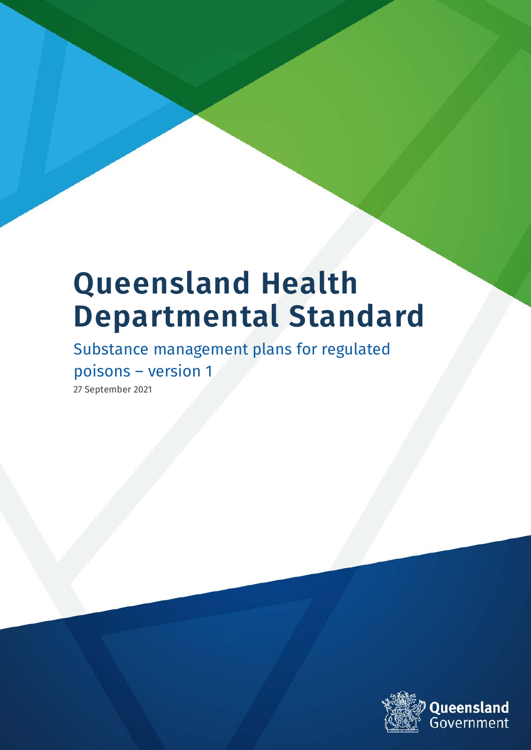# Queensland Health Departmental Standard

## Substance management plans for regulated poisons – version 1

27 September 2021

Queensland Government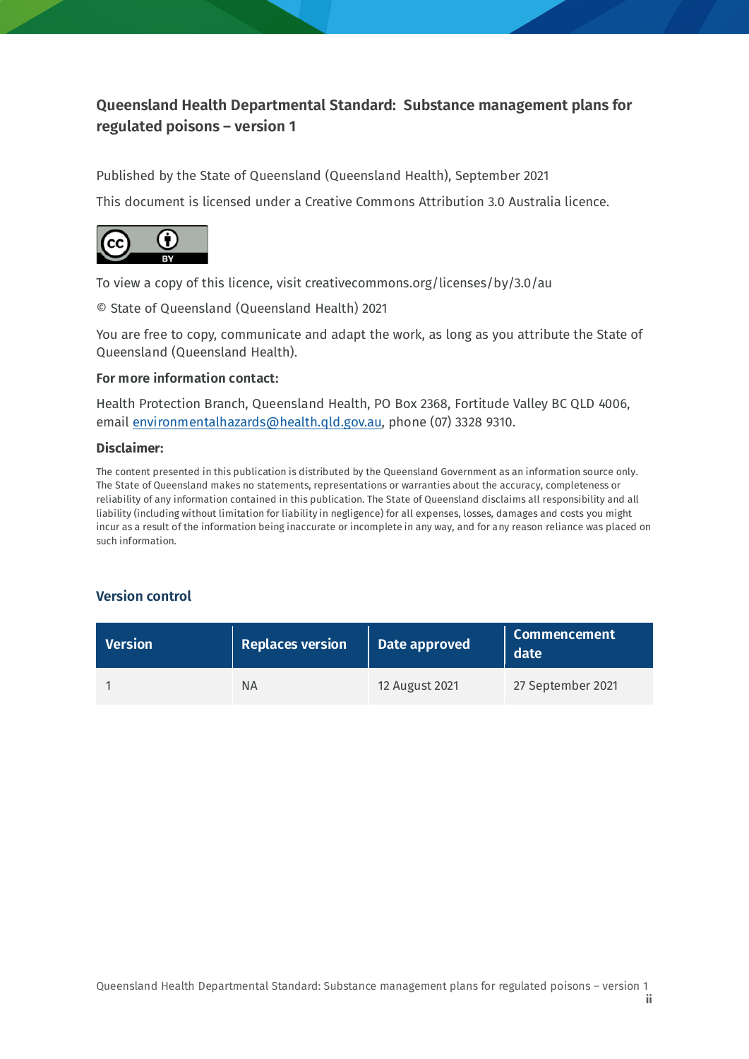**Queensland Health Departmental Standard: Substance management plans for regulated poisons – version 1**

Published by the State of Queensland (Queensland Health), September 2021

This document is licensed under a Creative Commons Attribution 3.0 Australia licence.

To view a copy of this licence, visit creativecommons.org/licenses/by/3.0/au

© State of Queensland (Queensland Health) 2021

You are free to copy, communicate and adapt the work, as long as you attribute the State of Queensland (Queensland Health).

**For more information contact:**

Health Protection Branch, Queensland Health, PO Box 2368, Fortitude Valley BC QLD 4006, email environmentalhazards@health.qld.gov.au, phone (07) 3328 9310.

**Disclaimer:**

The content presented in this publication is distributed by the Queensland Government as an information source only. The State of Queensland makes no statements, representations or warranties about the accuracy, completeness or reliability of any information contained in this publication. The State of Queensland disclaims all responsibility and all liability (including without limitation for liability in negligence) for all expenses, losses, damages and costs you might incur as a result of the information being inaccurate or incomplete in any way, and for any reason reliance was placed on such information.

## Version control

| Version | Replaces version | Date approved | Commencement date |
|---|---|---|---|
| 1 | NA | 12 August 2021 | 27 September 2021 |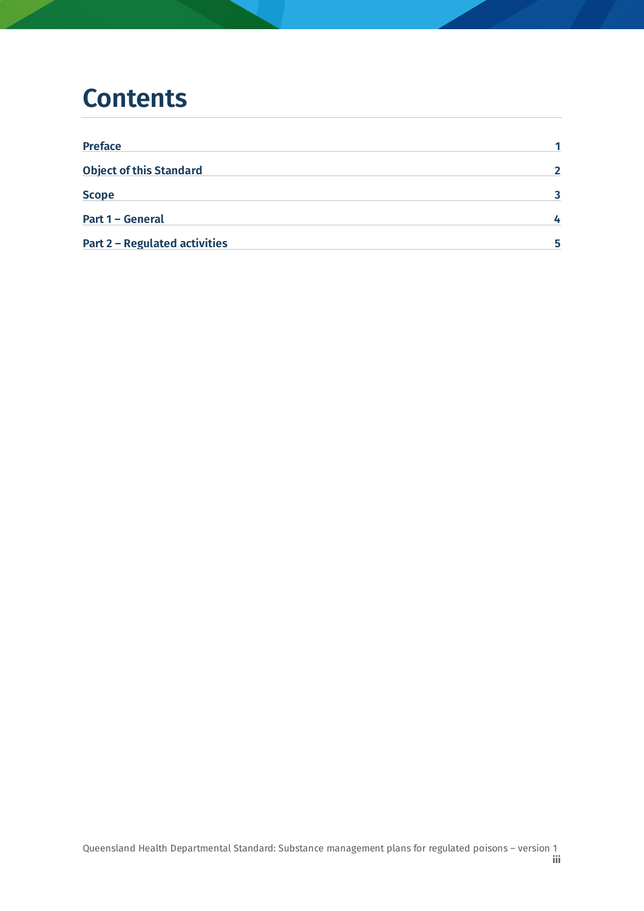# Contents

| | |
|---|---|
| Preface | 1 |
| Object of this Standard | 2 |
| Scope | 3 |
| Part 1 – General | 4 |
| Part 2 – Regulated activities | 5 |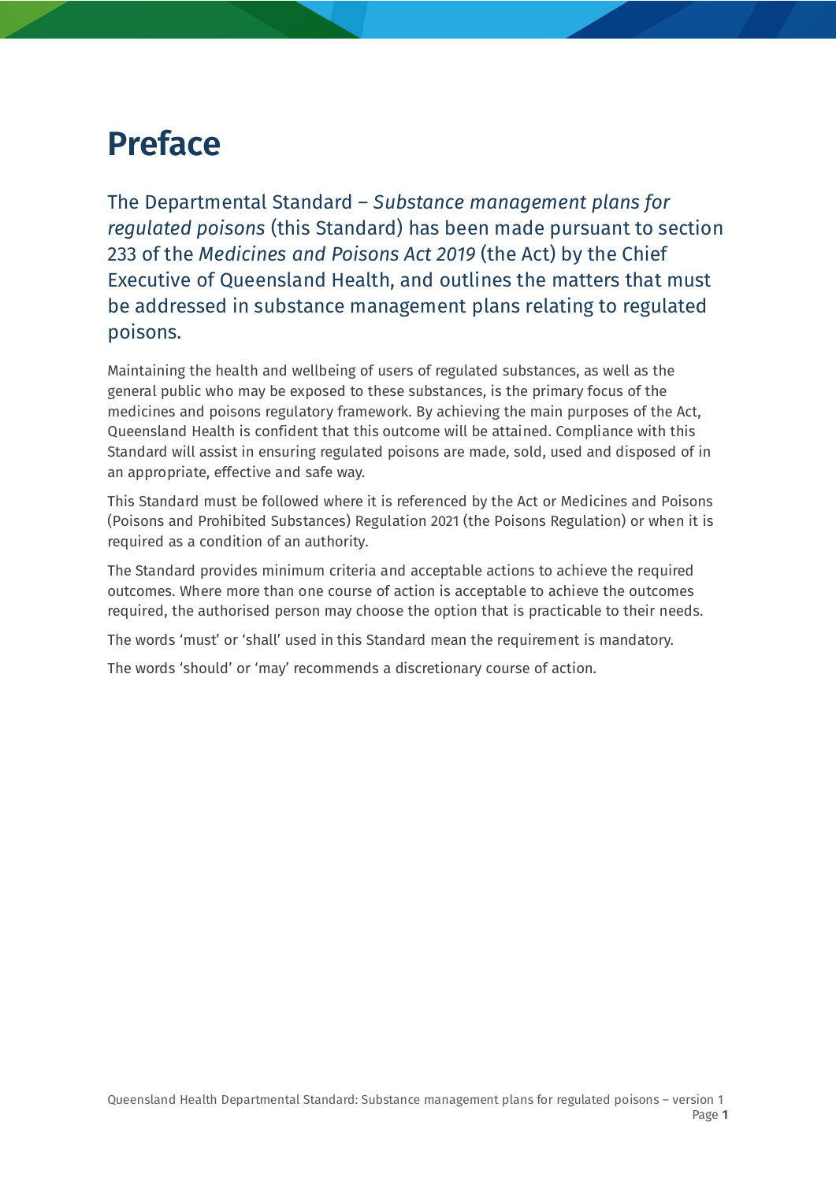# Preface

The Departmental Standard – *Substance management plans for regulated poisons* (this Standard) has been made pursuant to section 233 of the *Medicines and Poisons Act 2019* (the Act) by the Chief Executive of Queensland Health, and outlines the matters that must be addressed in substance management plans relating to regulated poisons.

Maintaining the health and wellbeing of users of regulated substances, as well as the general public who may be exposed to these substances, is the primary focus of the medicines and poisons regulatory framework. By achieving the main purposes of the Act, Queensland Health is confident that this outcome will be attained. Compliance with this Standard will assist in ensuring regulated poisons are made, sold, used and disposed of in an appropriate, effective and safe way.

This Standard must be followed where it is referenced by the Act or Medicines and Poisons (Poisons and Prohibited Substances) Regulation 2021 (the Poisons Regulation) or when it is required as a condition of an authority.

The Standard provides minimum criteria and acceptable actions to achieve the required outcomes. Where more than one course of action is acceptable to achieve the outcomes required, the authorised person may choose the option that is practicable to their needs.

The words 'must' or 'shall' used in this Standard mean the requirement is mandatory.

The words 'should' or 'may' recommends a discretionary course of action.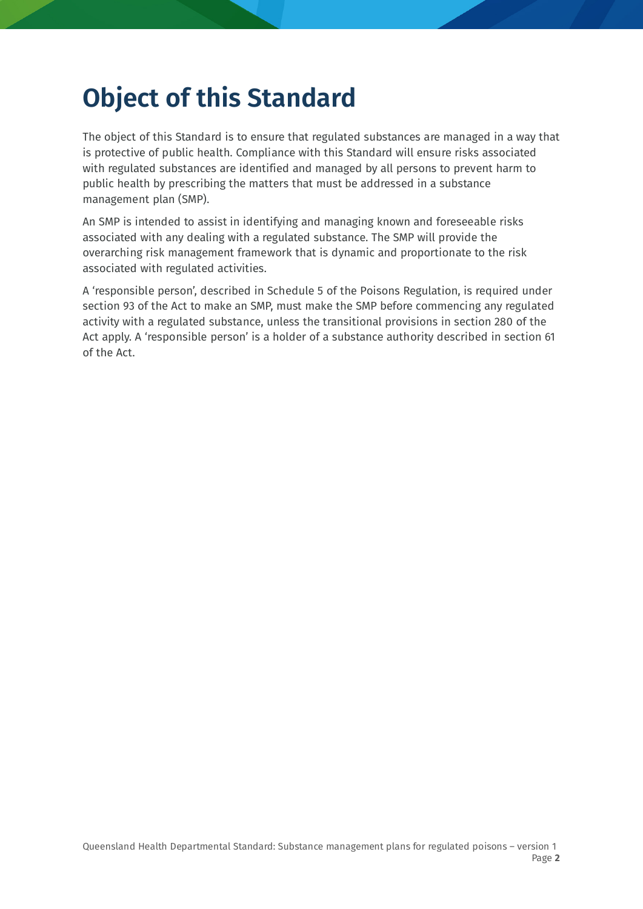# Object of this Standard

The object of this Standard is to ensure that regulated substances are managed in a way that is protective of public health. Compliance with this Standard will ensure risks associated with regulated substances are identified and managed by all persons to prevent harm to public health by prescribing the matters that must be addressed in a substance management plan (SMP).

An SMP is intended to assist in identifying and managing known and foreseeable risks associated with any dealing with a regulated substance. The SMP will provide the overarching risk management framework that is dynamic and proportionate to the risk associated with regulated activities.

A 'responsible person', described in Schedule 5 of the Poisons Regulation, is required under section 93 of the Act to make an SMP, must make the SMP before commencing any regulated activity with a regulated substance, unless the transitional provisions in section 280 of the Act apply. A 'responsible person' is a holder of a substance authority described in section 61 of the Act.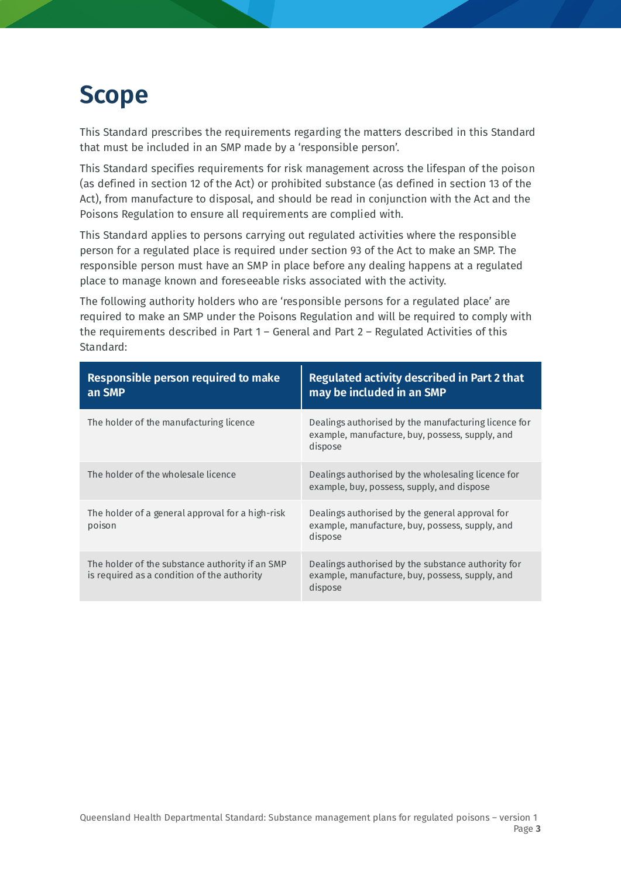# Scope

This Standard prescribes the requirements regarding the matters described in this Standard that must be included in an SMP made by a 'responsible person'.

This Standard specifies requirements for risk management across the lifespan of the poison (as defined in section 12 of the Act) or prohibited substance (as defined in section 13 of the Act), from manufacture to disposal, and should be read in conjunction with the Act and the Poisons Regulation to ensure all requirements are complied with.

This Standard applies to persons carrying out regulated activities where the responsible person for a regulated place is required under section 93 of the Act to make an SMP. The responsible person must have an SMP in place before any dealing happens at a regulated place to manage known and foreseeable risks associated with the activity.

The following authority holders who are 'responsible persons for a regulated place' are required to make an SMP under the Poisons Regulation and will be required to comply with the requirements described in Part 1 – General and Part 2 – Regulated Activities of this Standard:

| Responsible person required to make an SMP | Regulated activity described in Part 2 that may be included in an SMP |
|---|---|
| The holder of the manufacturing licence | Dealings authorised by the manufacturing licence for example, manufacture, buy, possess, supply, and dispose |
| The holder of the wholesale licence | Dealings authorised by the wholesaling licence for example, buy, possess, supply, and dispose |
| The holder of a general approval for a high-risk poison | Dealings authorised by the general approval for example, manufacture, buy, possess, supply, and dispose |
| The holder of the substance authority if an SMP is required as a condition of the authority | Dealings authorised by the substance authority for example, manufacture, buy, possess, supply, and dispose |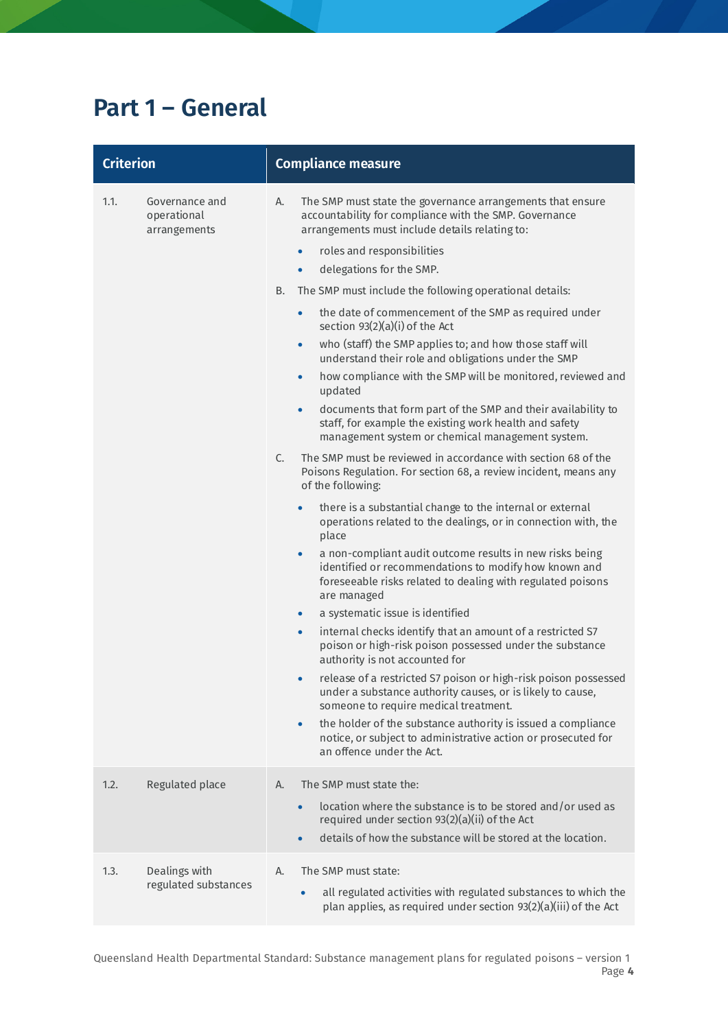# Part 1 – General

| Criterion | | Compliance measure |
|---|---|---|
| 1.1. | Governance and operational arrangements | A. The SMP must state the governance arrangements that ensure accountability for compliance with the SMP. Governance arrangements must include details relating to:<br>• roles and responsibilities<br>• delegations for the SMP.<br>B. The SMP must include the following operational details:<br>• the date of commencement of the SMP as required under section 93(2)(a)(i) of the Act<br>• who (staff) the SMP applies to; and how those staff will understand their role and obligations under the SMP<br>• how compliance with the SMP will be monitored, reviewed and updated<br>• documents that form part of the SMP and their availability to staff, for example the existing work health and safety management system or chemical management system.<br>C. The SMP must be reviewed in accordance with section 68 of the Poisons Regulation. For section 68, a review incident, means any of the following:<br>• there is a substantial change to the internal or external operations related to the dealings, or in connection with, the place<br>• a non-compliant audit outcome results in new risks being identified or recommendations to modify how known and foreseeable risks related to dealing with regulated poisons are managed<br>• a systematic issue is identified<br>• internal checks identify that an amount of a restricted S7 poison or high-risk poison possessed under the substance authority is not accounted for<br>• release of a restricted S7 poison or high-risk poison possessed under a substance authority causes, or is likely to cause, someone to require medical treatment.<br>• the holder of the substance authority is issued a compliance notice, or subject to administrative action or prosecuted for an offence under the Act. |
| 1.2. | Regulated place | A. The SMP must state the:<br>• location where the substance is to be stored and/or used as required under section 93(2)(a)(ii) of the Act<br>• details of how the substance will be stored at the location. |
| 1.3. | Dealings with regulated substances | A. The SMP must state:<br>• all regulated activities with regulated substances to which the plan applies, as required under section 93(2)(a)(iii) of the Act |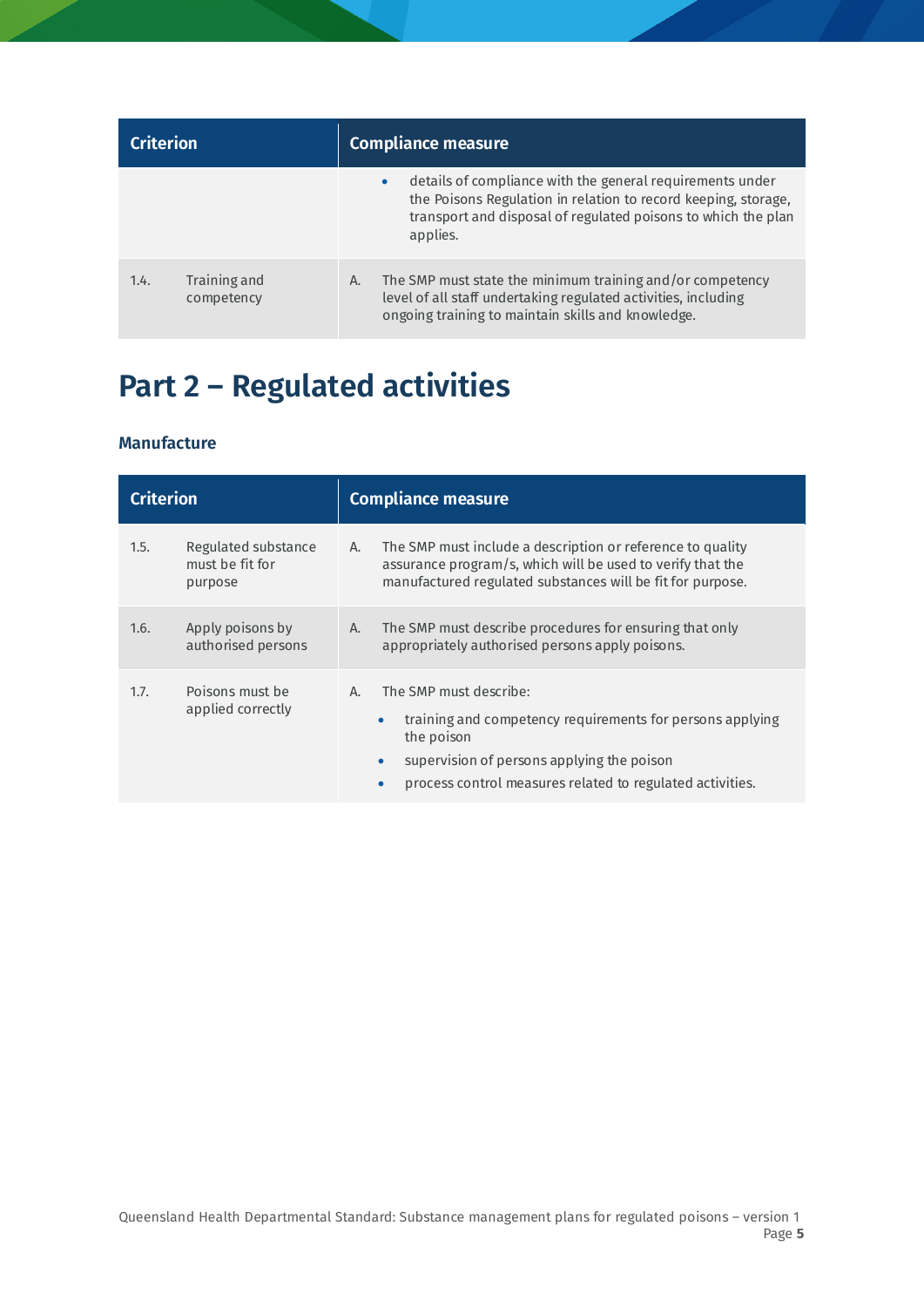| Criterion | | Compliance measure |
|---|---|---|
| | | • details of compliance with the general requirements under the Poisons Regulation in relation to record keeping, storage, transport and disposal of regulated poisons to which the plan applies. |
| 1.4. | Training and competency | A. The SMP must state the minimum training and/or competency level of all staff undertaking regulated activities, including ongoing training to maintain skills and knowledge. |

# Part 2 – Regulated activities

### Manufacture

| Criterion | | Compliance measure |
|---|---|---|
| 1.5. | Regulated substance must be fit for purpose | A. The SMP must include a description or reference to quality assurance program/s, which will be used to verify that the manufactured regulated substances will be fit for purpose. |
| 1.6. | Apply poisons by authorised persons | A. The SMP must describe procedures for ensuring that only appropriately authorised persons apply poisons. |
| 1.7. | Poisons must be applied correctly | A. The SMP must describe:<br>• training and competency requirements for persons applying the poison<br>• supervision of persons applying the poison<br>• process control measures related to regulated activities. |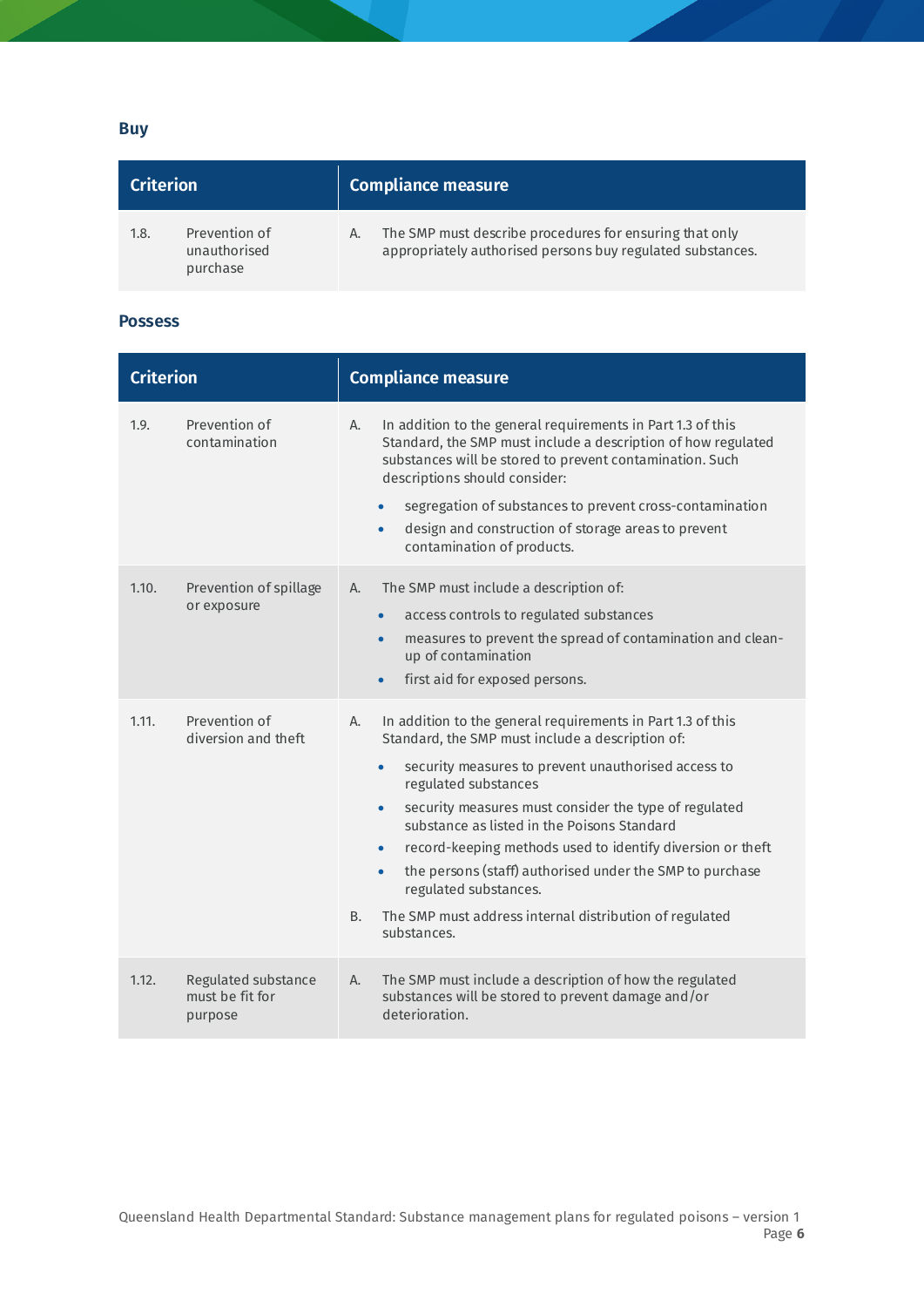## Buy

| Criterion | | Compliance measure |
|---|---|---|
| 1.8. | Prevention of unauthorised purchase | A. The SMP must describe procedures for ensuring that only appropriately authorised persons buy regulated substances. |

## Possess

| Criterion | | Compliance measure |
|---|---|---|
| 1.9. | Prevention of contamination | A. In addition to the general requirements in Part 1.3 of this Standard, the SMP must include a description of how regulated substances will be stored to prevent contamination. Such descriptions should consider:<br>• segregation of substances to prevent cross-contamination<br>• design and construction of storage areas to prevent contamination of products. |
| 1.10. | Prevention of spillage or exposure | A. The SMP must include a description of:<br>• access controls to regulated substances<br>• measures to prevent the spread of contamination and clean-up of contamination<br>• first aid for exposed persons. |
| 1.11. | Prevention of diversion and theft | A. In addition to the general requirements in Part 1.3 of this Standard, the SMP must include a description of:<br>• security measures to prevent unauthorised access to regulated substances<br>• security measures must consider the type of regulated substance as listed in the Poisons Standard<br>• record-keeping methods used to identify diversion or theft<br>• the persons (staff) authorised under the SMP to purchase regulated substances.<br>B. The SMP must address internal distribution of regulated substances. |
| 1.12. | Regulated substance must be fit for purpose | A. The SMP must include a description of how the regulated substances will be stored to prevent damage and/or deterioration. |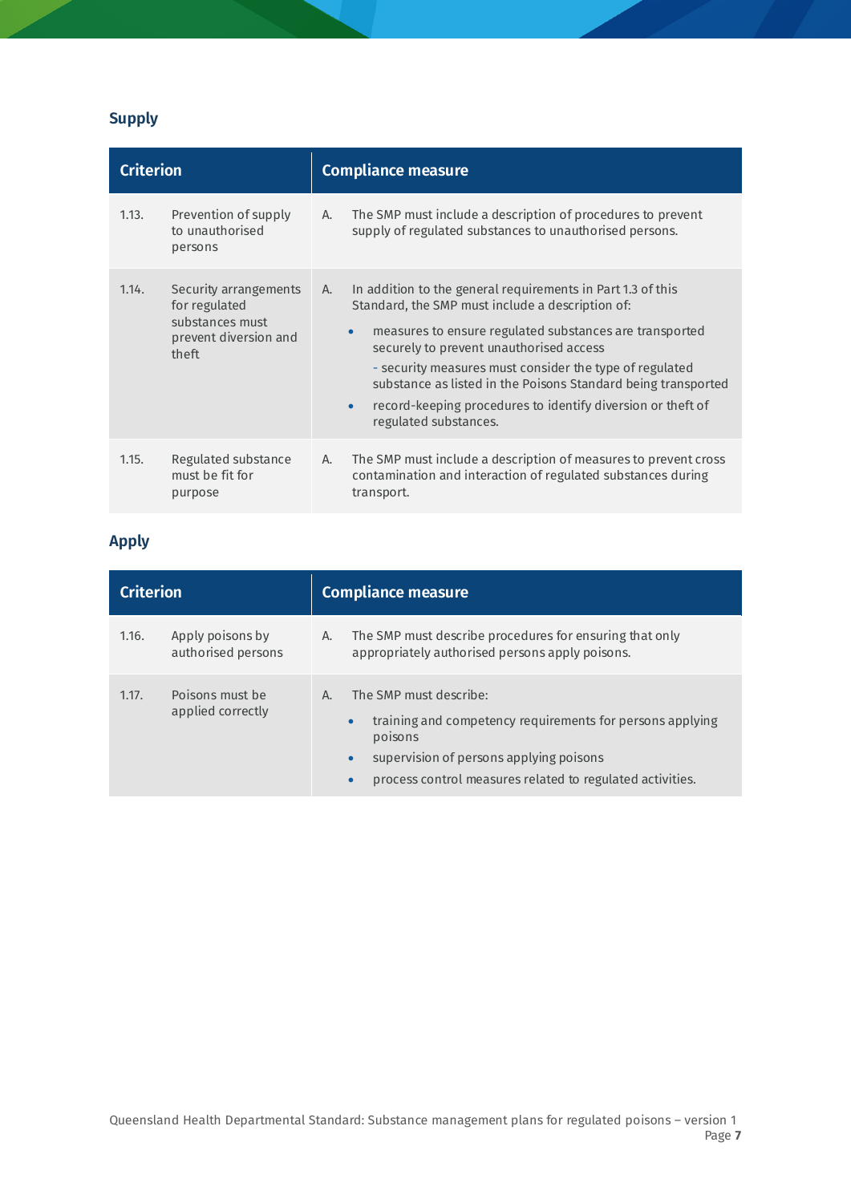## Supply

| Criterion | | Compliance measure |
|---|---|---|
| 1.13. | Prevention of supply to unauthorised persons | A. The SMP must include a description of procedures to prevent supply of regulated substances to unauthorised persons. |
| 1.14. | Security arrangements for regulated substances must prevent diversion and theft | A. In addition to the general requirements in Part 1.3 of this Standard, the SMP must include a description of:<br>• measures to ensure regulated substances are transported securely to prevent unauthorised access<br>- security measures must consider the type of regulated substance as listed in the Poisons Standard being transported<br>• record-keeping procedures to identify diversion or theft of regulated substances. |
| 1.15. | Regulated substance must be fit for purpose | A. The SMP must include a description of measures to prevent cross contamination and interaction of regulated substances during transport. |

## Apply

| Criterion | | Compliance measure |
|---|---|---|
| 1.16. | Apply poisons by authorised persons | A. The SMP must describe procedures for ensuring that only appropriately authorised persons apply poisons. |
| 1.17. | Poisons must be applied correctly | A. The SMP must describe:<br>• training and competency requirements for persons applying poisons<br>• supervision of persons applying poisons<br>• process control measures related to regulated activities. |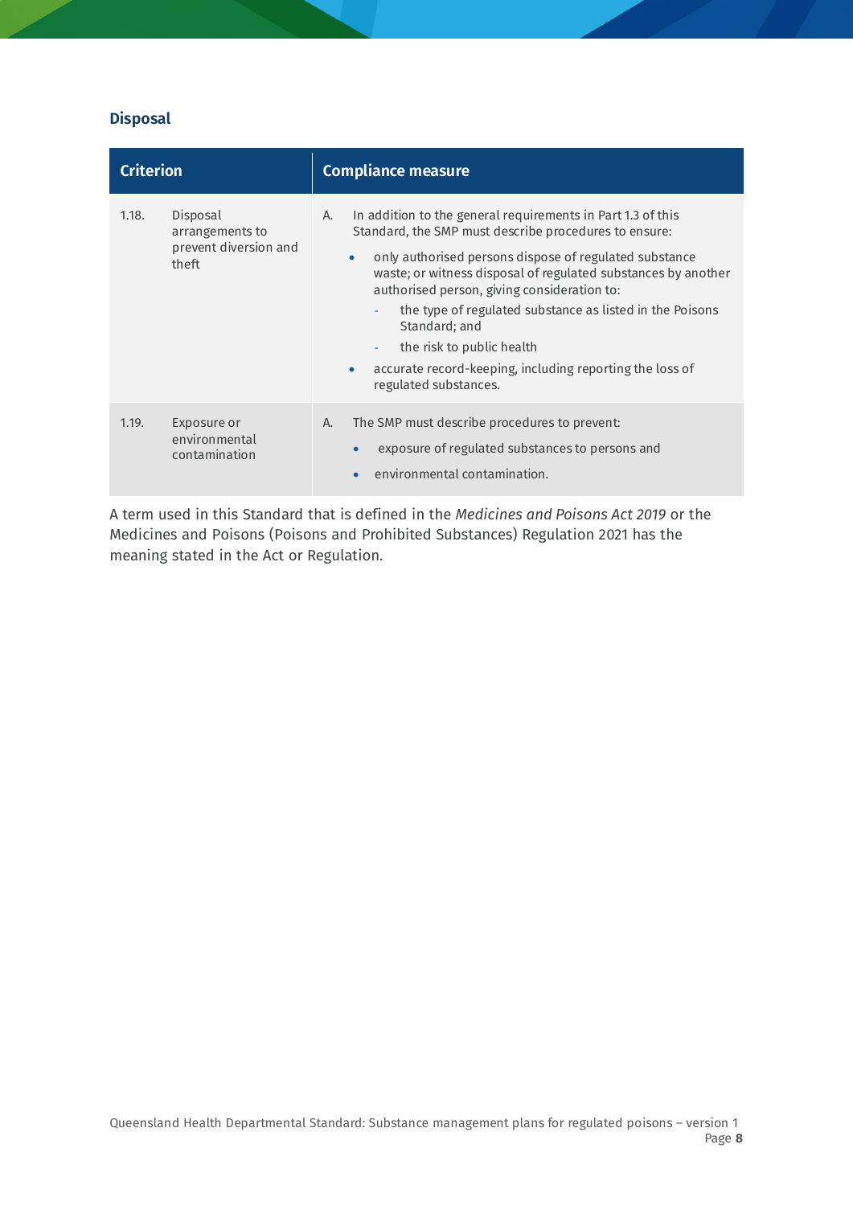### Disposal

| Criterion | Compliance measure |
|---|---|
| 1.18. Disposal arrangements to prevent diversion and theft | A. In addition to the general requirements in Part 1.3 of this Standard, the SMP must describe procedures to ensure:<br>• only authorised persons dispose of regulated substance waste; or witness disposal of regulated substances by another authorised person, giving consideration to:<br>  - the type of regulated substance as listed in the Poisons Standard; and<br>  - the risk to public health<br>• accurate record-keeping, including reporting the loss of regulated substances. |
| 1.19. Exposure or environmental contamination | A. The SMP must describe procedures to prevent:<br>• exposure of regulated substances to persons and<br>• environmental contamination. |

A term used in this Standard that is defined in the *Medicines and Poisons Act 2019* or the Medicines and Poisons (Poisons and Prohibited Substances) Regulation 2021 has the meaning stated in the Act or Regulation.